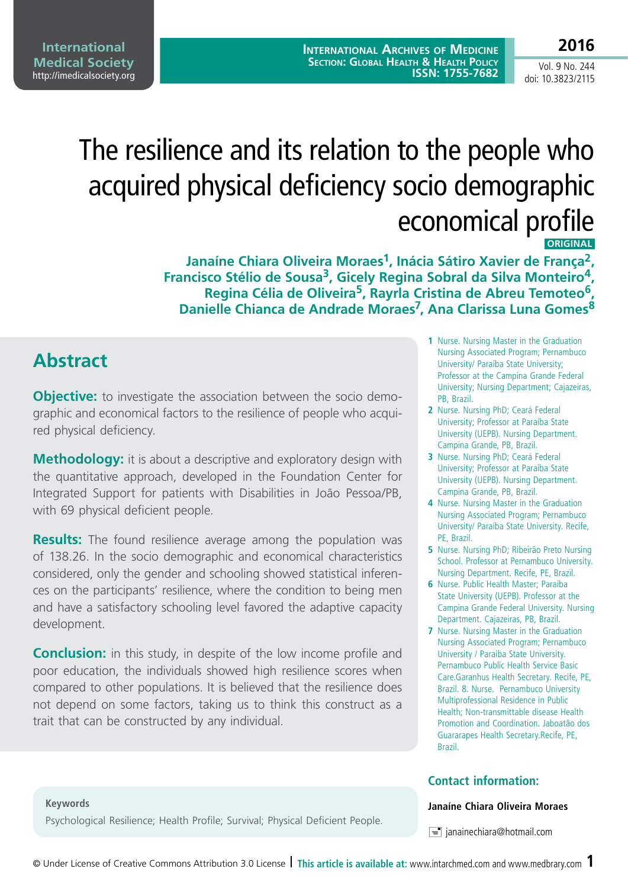# The resilience and its relation to the people who acquired physical deficiency socio demographic economical profile

ORIGINAL

**Janaíne Chiara Oliveira Moraes[1], Inácia Sátiro Xavier de França[2], Francisco Stélio de Sousa[3], Gicely Regina Sobral da Silva Monteiro[4], Regina Célia de Oliveira[5], Rayrla Cristina de Abreu Temoteo[6], Danielle Chianca de Andrade Moraes[7], Ana Clarissa Luna Gomes[8]**

1 Nurse. Nursing Master in the Graduation Nursing Associated Program; Pernambuco University/ Paraíba State University; Professor at the Campina Grande Federal University; Nursing Department; Cajazeiras, PB, Brazil.

2 Nurse. Nursing PhD; Ceará Federal University; Professor at Paraíba State University (UEPB). Nursing Department. Campina Grande, PB, Brazil.

3 Nurse. Nursing PhD; Ceará Federal University; Professor at Paraíba State University (UEPB). Nursing Department. Campina Grande, PB, Brazil.

4 Nurse. Nursing Master in the Graduation Nursing Associated Program; Pernambuco University/ Paraíba State University. Recife, PE, Brazil.

5 Nurse. Nursing PhD; Ribeirão Preto Nursing School. Professor at Pernambuco University. Nursing Department. Recife, PE, Brazil.

6 Nurse. Public Health Master; Paraíba State University (UEPB). Professor at the Campina Grande Federal University. Nursing Department. Cajazeiras, PB, Brazil.

7 Nurse. Nursing Master in the Graduation Nursing Associated Program; Pernambuco University / Paraíba State University. Pernambuco Public Health Service Basic Care.Garanhus Health Secretary. Recife, PE, Brazil. 8. Nurse. Pernambuco University Multiprofessional Residence in Public Health; Non-transmittable disease Health Promotion and Coordination. Jaboatão dos Guararapes Health Secretary.Recife, PE, Brazil.

## Abstract

**Objective:** to investigate the association between the socio demographic and economical factors to the resilience of people who acquired physical deficiency.

**Methodology:** it is about a descriptive and exploratory design with the quantitative approach, developed in the Foundation Center for Integrated Support for patients with Disabilities in João Pessoa/PB, with 69 physical deficient people.

**Results:** The found resilience average among the population was of 138.26. In the socio demographic and economical characteristics considered, only the gender and schooling showed statistical inferences on the participants' resilience, where the condition to being men and have a satisfactory schooling level favored the adaptive capacity development.

**Conclusion:** in this study, in despite of the low income profile and poor education, the individuals showed high resilience scores when compared to other populations. It is believed that the resilience does not depend on some factors, taking us to think this construct as a trait that can be constructed by any individual.

### Keywords

Psychological Resilience; Health Profile; Survival; Physical Deficient People.

### Contact information:

**Janaíne Chiara Oliveira Moraes**

janainechiara@hotmail.com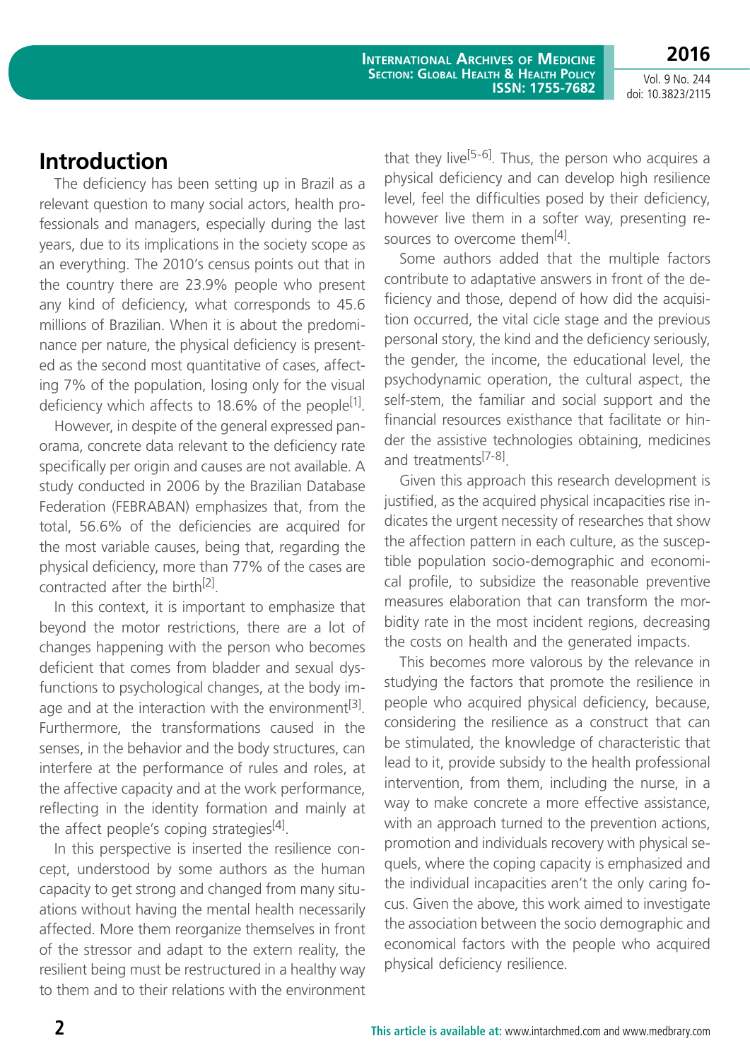## Introduction

The deficiency has been setting up in Brazil as a relevant question to many social actors, health professionals and managers, especially during the last years, due to its implications in the society scope as an everything. The 2010's census points out that in the country there are 23.9% people who present any kind of deficiency, what corresponds to 45.6 millions of Brazilian. When it is about the predominance per nature, the physical deficiency is presented as the second most quantitative of cases, affecting 7% of the population, losing only for the visual deficiency which affects to 18.6% of the people[1].

However, in despite of the general expressed panorama, concrete data relevant to the deficiency rate specifically per origin and causes are not available. A study conducted in 2006 by the Brazilian Database Federation (FEBRABAN) emphasizes that, from the total, 56.6% of the deficiencies are acquired for the most variable causes, being that, regarding the physical deficiency, more than 77% of the cases are contracted after the birth[2].

In this context, it is important to emphasize that beyond the motor restrictions, there are a lot of changes happening with the person who becomes deficient that comes from bladder and sexual dysfunctions to psychological changes, at the body image and at the interaction with the environment[3]. Furthermore, the transformations caused in the senses, in the behavior and the body structures, can interfere at the performance of rules and roles, at the affective capacity and at the work performance, reflecting in the identity formation and mainly at the affect people's coping strategies[4].

In this perspective is inserted the resilience concept, understood by some authors as the human capacity to get strong and changed from many situations without having the mental health necessarily affected. More them reorganize themselves in front of the stressor and adapt to the extern reality, the resilient being must be restructured in a healthy way to them and to their relations with the environment that they live[5-6]. Thus, the person who acquires a physical deficiency and can develop high resilience level, feel the difficulties posed by their deficiency, however live them in a softer way, presenting resources to overcome them[4].

Some authors added that the multiple factors contribute to adaptative answers in front of the deficiency and those, depend of how did the acquisition occurred, the vital cicle stage and the previous personal story, the kind and the deficiency seriously, the gender, the income, the educational level, the psychodynamic operation, the cultural aspect, the self-stem, the familiar and social support and the financial resources existhance that facilitate or hinder the assistive technologies obtaining, medicines and treatments[7-8].

Given this approach this research development is justified, as the acquired physical incapacities rise indicates the urgent necessity of researches that show the affection pattern in each culture, as the susceptible population socio-demographic and economical profile, to subsidize the reasonable preventive measures elaboration that can transform the morbidity rate in the most incident regions, decreasing the costs on health and the generated impacts.

This becomes more valorous by the relevance in studying the factors that promote the resilience in people who acquired physical deficiency, because, considering the resilience as a construct that can be stimulated, the knowledge of characteristic that lead to it, provide subsidy to the health professional intervention, from them, including the nurse, in a way to make concrete a more effective assistance, with an approach turned to the prevention actions, promotion and individuals recovery with physical sequels, where the coping capacity is emphasized and the individual incapacities aren't the only caring focus. Given the above, this work aimed to investigate the association between the socio demographic and economical factors with the people who acquired physical deficiency resilience.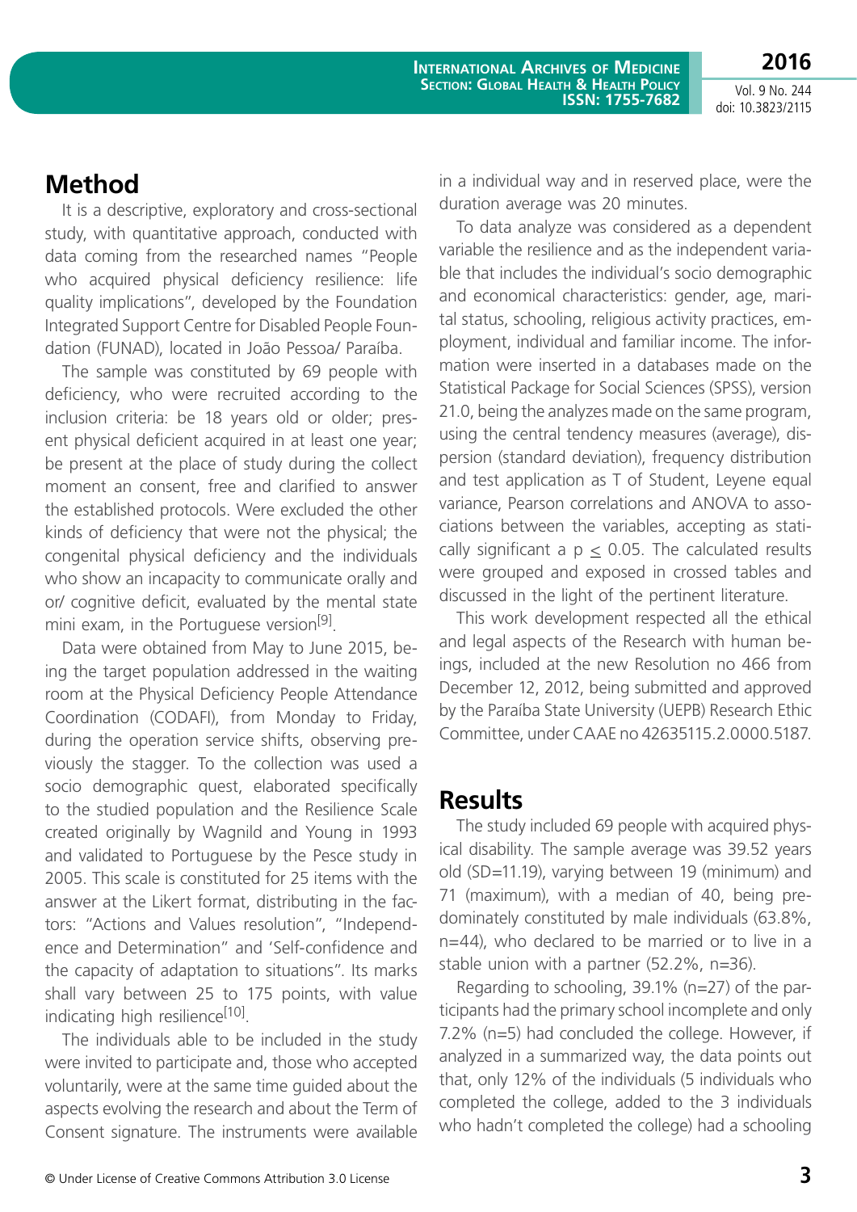## Method

It is a descriptive, exploratory and cross-sectional study, with quantitative approach, conducted with data coming from the researched names "People who acquired physical deficiency resilience: life quality implications", developed by the Foundation Integrated Support Centre for Disabled People Foundation (FUNAD), located in João Pessoa/ Paraíba.

The sample was constituted by 69 people with deficiency, who were recruited according to the inclusion criteria: be 18 years old or older; present physical deficient acquired in at least one year; be present at the place of study during the collect moment an consent, free and clarified to answer the established protocols. Were excluded the other kinds of deficiency that were not the physical; the congenital physical deficiency and the individuals who show an incapacity to communicate orally and or/ cognitive deficit, evaluated by the mental state mini exam, in the Portuguese version[9].

Data were obtained from May to June 2015, being the target population addressed in the waiting room at the Physical Deficiency People Attendance Coordination (CODAFI), from Monday to Friday, during the operation service shifts, observing previously the stagger. To the collection was used a socio demographic quest, elaborated specifically to the studied population and the Resilience Scale created originally by Wagnild and Young in 1993 and validated to Portuguese by the Pesce study in 2005. This scale is constituted for 25 items with the answer at the Likert format, distributing in the factors: "Actions and Values resolution", "Independence and Determination" and 'Self-confidence and the capacity of adaptation to situations". Its marks shall vary between 25 to 175 points, with value indicating high resilience[10].

The individuals able to be included in the study were invited to participate and, those who accepted voluntarily, were at the same time guided about the aspects evolving the research and about the Term of Consent signature. The instruments were available in a individual way and in reserved place, were the duration average was 20 minutes.

To data analyze was considered as a dependent variable the resilience and as the independent variable that includes the individual's socio demographic and economical characteristics: gender, age, marital status, schooling, religious activity practices, employment, individual and familiar income. The information were inserted in a databases made on the Statistical Package for Social Sciences (SPSS), version 21.0, being the analyzes made on the same program, using the central tendency measures (average), dispersion (standard deviation), frequency distribution and test application as T of Student, Leyene equal variance, Pearson correlations and ANOVA to associations between the variables, accepting as statically significant a $p \leq 0.05$. The calculated results were grouped and exposed in crossed tables and discussed in the light of the pertinent literature.

This work development respected all the ethical and legal aspects of the Research with human beings, included at the new Resolution no 466 from December 12, 2012, being submitted and approved by the Paraíba State University (UEPB) Research Ethic Committee, under CAAE no 42635115.2.0000.5187.

## Results

The study included 69 people with acquired physical disability. The sample average was 39.52 years old (SD=11.19), varying between 19 (minimum) and 71 (maximum), with a median of 40, being predominately constituted by male individuals (63.8%, n=44), who declared to be married or to live in a stable union with a partner (52.2%, n=36).

Regarding to schooling, 39.1% (n=27) of the participants had the primary school incomplete and only 7.2% (n=5) had concluded the college. However, if analyzed in a summarized way, the data points out that, only 12% of the individuals (5 individuals who completed the college, added to the 3 individuals who hadn't completed the college) had a schooling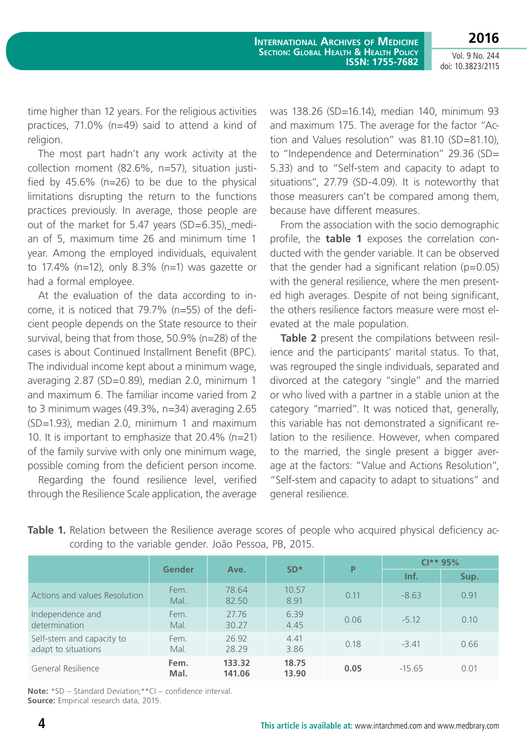time higher than 12 years. For the religious activities practices, 71.0% (n=49) said to attend a kind of religion.

The most part hadn't any work activity at the collection moment (82.6%, n=57), situation justified by 45.6% (n=26) to be due to the physical limitations disrupting the return to the functions practices previously. In average, those people are out of the market for 5.47 years (SD=6.35), median of 5, maximum time 26 and minimum time 1 year. Among the employed individuals, equivalent to 17.4% (n=12), only 8.3% (n=1) was gazette or had a formal employee.

At the evaluation of the data according to income, it is noticed that 79.7% (n=55) of the deficient people depends on the State resource to their survival, being that from those, 50.9% (n=28) of the cases is about Continued Installment Benefit (BPC). The individual income kept about a minimum wage, averaging 2.87 (SD=0.89), median 2.0, minimum 1 and maximum 6. The familiar income varied from 2 to 3 minimum wages (49.3%, n=34) averaging 2.65 (SD=1.93), median 2.0, minimum 1 and maximum 10. It is important to emphasize that 20.4% (n=21) of the family survive with only one minimum wage, possible coming from the deficient person income.

Regarding the found resilience level, verified through the Resilience Scale application, the average was 138.26 (SD=16.14), median 140, minimum 93 and maximum 175. The average for the factor "Action and Values resolution" was 81.10 (SD=81.10), to "Independence and Determination" 29.36 (SD= 5.33) and to "Self-stem and capacity to adapt to situations", 27.79 (SD-4.09). It is noteworthy that those measurers can't be compared among them, because have different measures.

From the association with the socio demographic profile, the **table 1** exposes the correlation conducted with the gender variable. It can be observed that the gender had a significant relation (p=0.05) with the general resilience, where the men presented high averages. Despite of not being significant, the others resilience factors measure were most elevated at the male population.

**Table 2** present the compilations between resilience and the participants' marital status. To that, was regrouped the single individuals, separated and divorced at the category "single" and the married or who lived with a partner in a stable union at the category "married". It was noticed that, generally, this variable has not demonstrated a significant relation to the resilience. However, when compared to the married, the single present a bigger average at the factors: "Value and Actions Resolution", "Self-stem and capacity to adapt to situations" and general resilience.

**Table 1.** Relation between the Resilience average scores of people who acquired physical deficiency according to the variable gender. João Pessoa, PB, 2015.

| | Gender | Ave. | SD* | P | CI** 95% | |
|---|---|---|---|---|---|---|
| | | | | | Inf. | Sup. |
| Actions and values Resolution | Fem.<br>Mal. | 78.64<br>82.50 | 10.57<br>8.91 | 0.11 | -8.63 | 0.91 |
| Independence and determination | Fem.<br>Mal. | 27.76<br>30.27 | 6.39<br>4.45 | 0.06 | -5.12 | 0.10 |
| Self-stem and capacity to adapt to situations | Fem.<br>Mal. | 26.92<br>28.29 | 4.41<br>3.86 | 0.18 | -3.41 | 0.66 |
| General Resilience | **Fem.<br>Mal.** | **133.32<br>141.06** | **18.75<br>13.90** | **0.05** | -15.65 | 0.01 |

**Note:** *SD – Standard Deviation;**CI – confidence interval.
**Source:** Empirical research data, 2015.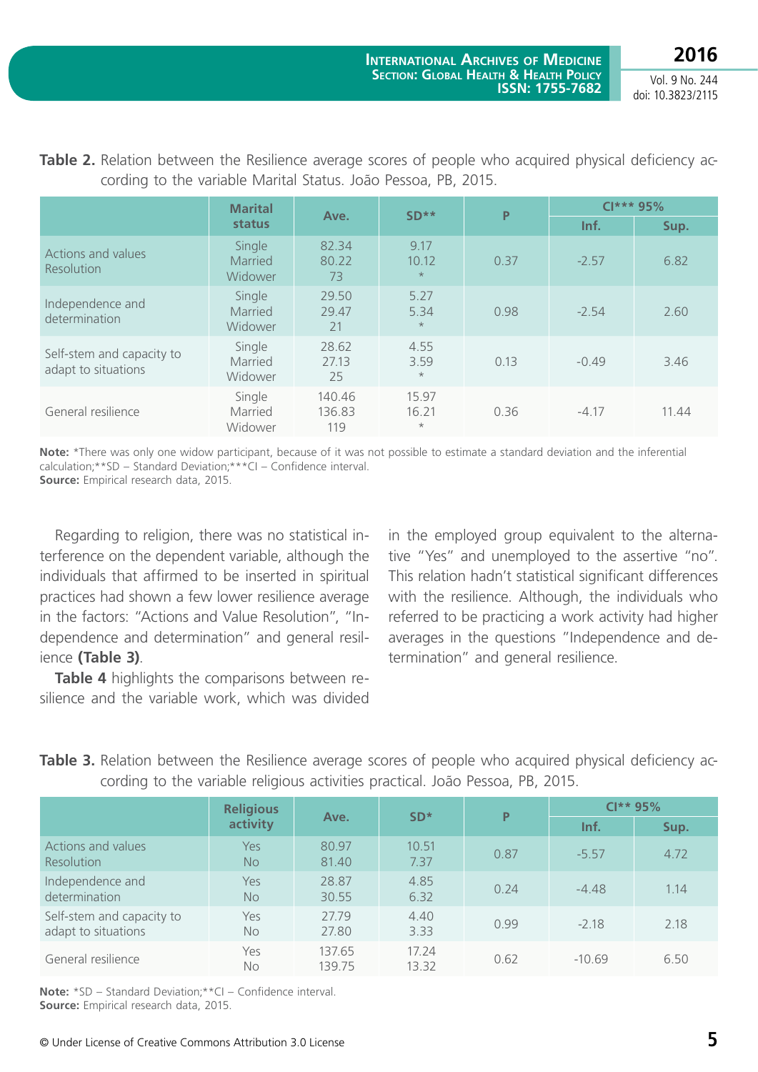**Table 2.** Relation between the Resilience average scores of people who acquired physical deficiency according to the variable Marital Status. João Pessoa, PB, 2015.

| | Marital status | Ave. | SD** | P | CI*** 95% | |
|---|---|---|---|---|---|---|
| | | | | | Inf. | Sup. |
| Actions and values Resolution | Single<br>Married<br>Widower | 82.34<br>80.22<br>73 | 9.17<br>10.12<br>* | 0.37 | -2.57 | 6.82 |
| Independence and determination | Single<br>Married<br>Widower | 29.50<br>29.47<br>21 | 5.27<br>5.34<br>* | 0.98 | -2.54 | 2.60 |
| Self-stem and capacity to adapt to situations | Single<br>Married<br>Widower | 28.62<br>27.13<br>25 | 4.55<br>3.59<br>* | 0.13 | -0.49 | 3.46 |
| General resilience | Single<br>Married<br>Widower | 140.46<br>136.83<br>119 | 15.97<br>16.21<br>* | 0.36 | -4.17 | 11.44 |

**Note:** *There was only one widow participant, because of it was not possible to estimate a standard deviation and the inferential calculation;**SD – Standard Deviation;***CI – Confidence interval.
**Source:** Empirical research data, 2015.

Regarding to religion, there was no statistical interference on the dependent variable, although the individuals that affirmed to be inserted in spiritual practices had shown a few lower resilience average in the factors: "Actions and Value Resolution", "Independence and determination" and general resilience **(Table 3)**.

**Table 4** highlights the comparisons between resilience and the variable work, which was divided in the employed group equivalent to the alternative "Yes" and unemployed to the assertive "no". This relation hadn't statistical significant differences with the resilience. Although, the individuals who referred to be practicing a work activity had higher averages in the questions "Independence and determination" and general resilience.

**Table 3.** Relation between the Resilience average scores of people who acquired physical deficiency according to the variable religious activities practical. João Pessoa, PB, 2015.

| | Religious activity | Ave. | SD* | P | CI** 95% | |
|---|---|---|---|---|---|---|
| | | | | | Inf. | Sup. |
| Actions and values Resolution | Yes<br>No | 80.97<br>81.40 | 10.51<br>7.37 | 0.87 | -5.57 | 4.72 |
| Independence and determination | Yes<br>No | 28.87<br>30.55 | 4.85<br>6.32 | 0.24 | -4.48 | 1.14 |
| Self-stem and capacity to adapt to situations | Yes<br>No | 27.79<br>27.80 | 4.40<br>3.33 | 0.99 | -2.18 | 2.18 |
| General resilience | Yes<br>No | 137.65<br>139.75 | 17.24<br>13.32 | 0.62 | -10.69 | 6.50 |

**Note:** *SD – Standard Deviation;**CI – Confidence interval.
**Source:** Empirical research data, 2015.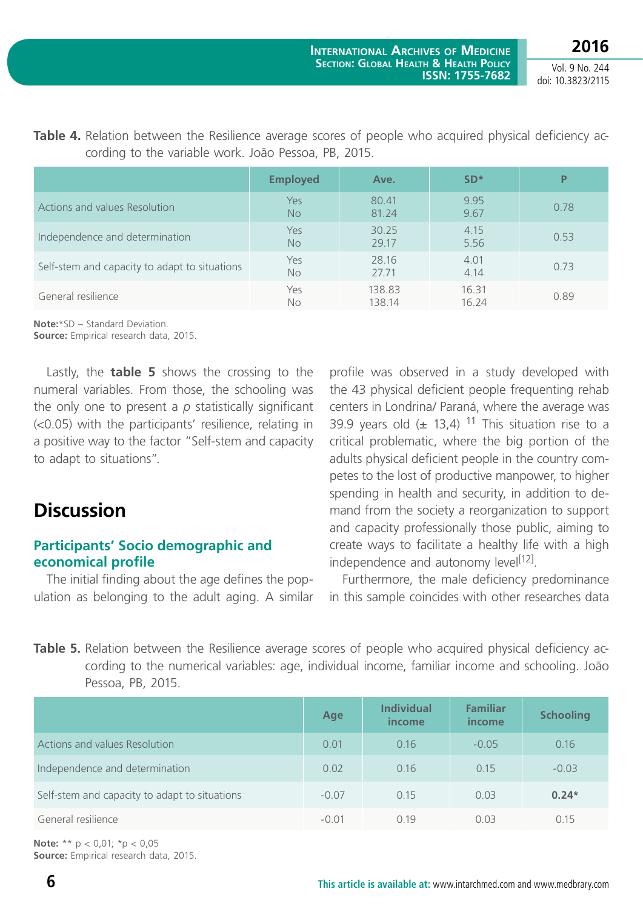**Table 4.** Relation between the Resilience average scores of people who acquired physical deficiency according to the variable work. João Pessoa, PB, 2015.

| | Employed | Ave. | SD* | P |
|---|---|---|---|---|
| Actions and values Resolution | Yes<br>No | 80.41<br>81.24 | 9.95<br>9.67 | 0.78 |
| Independence and determination | Yes<br>No | 30.25<br>29.17 | 4.15<br>5.56 | 0.53 |
| Self-stem and capacity to adapt to situations | Yes<br>No | 28.16<br>27.71 | 4.01<br>4.14 | 0.73 |
| General resilience | Yes<br>No | 138.83<br>138.14 | 16.31<br>16.24 | 0.89 |

**Note:** *SD – Standard Deviation.
**Source:** Empirical research data, 2015.

Lastly, the **table 5** shows the crossing to the numeral variables. From those, the schooling was the only one to present a *p* statistically significant (<0.05) with the participants' resilience, relating in a positive way to the factor "Self-stem and capacity to adapt to situations".

## Discussion

### Participants' Socio demographic and economical profile

The initial finding about the age defines the population as belonging to the adult aging. A similar profile was observed in a study developed with the 43 physical deficient people frequenting rehab centers in Londrina/ Paraná, where the average was 39.9 years old (± 13,4) [11] This situation rise to a critical problematic, where the big portion of the adults physical deficient people in the country competes to the lost of productive manpower, to higher spending in health and security, in addition to demand from the society a reorganization to support and capacity professionally those public, aiming to create ways to facilitate a healthy life with a high independence and autonomy level[12].

Furthermore, the male deficiency predominance in this sample coincides with other researches data

**Table 5.** Relation between the Resilience average scores of people who acquired physical deficiency according to the numerical variables: age, individual income, familiar income and schooling. João Pessoa, PB, 2015.

| | Age | Individual income | Familiar income | Schooling |
|---|---|---|---|---|
| Actions and values Resolution | 0.01 | 0.16 | -0.05 | 0.16 |
| Independence and determination | 0.02 | 0.16 | 0.15 | -0.03 |
| Self-stem and capacity to adapt to situations | -0.07 | 0.15 | 0.03 | **0.24*** |
| General resilience | -0.01 | 0.19 | 0.03 | 0.15 |

**Note:** ** p < 0,01; *p < 0,05
**Source:** Empirical research data, 2015.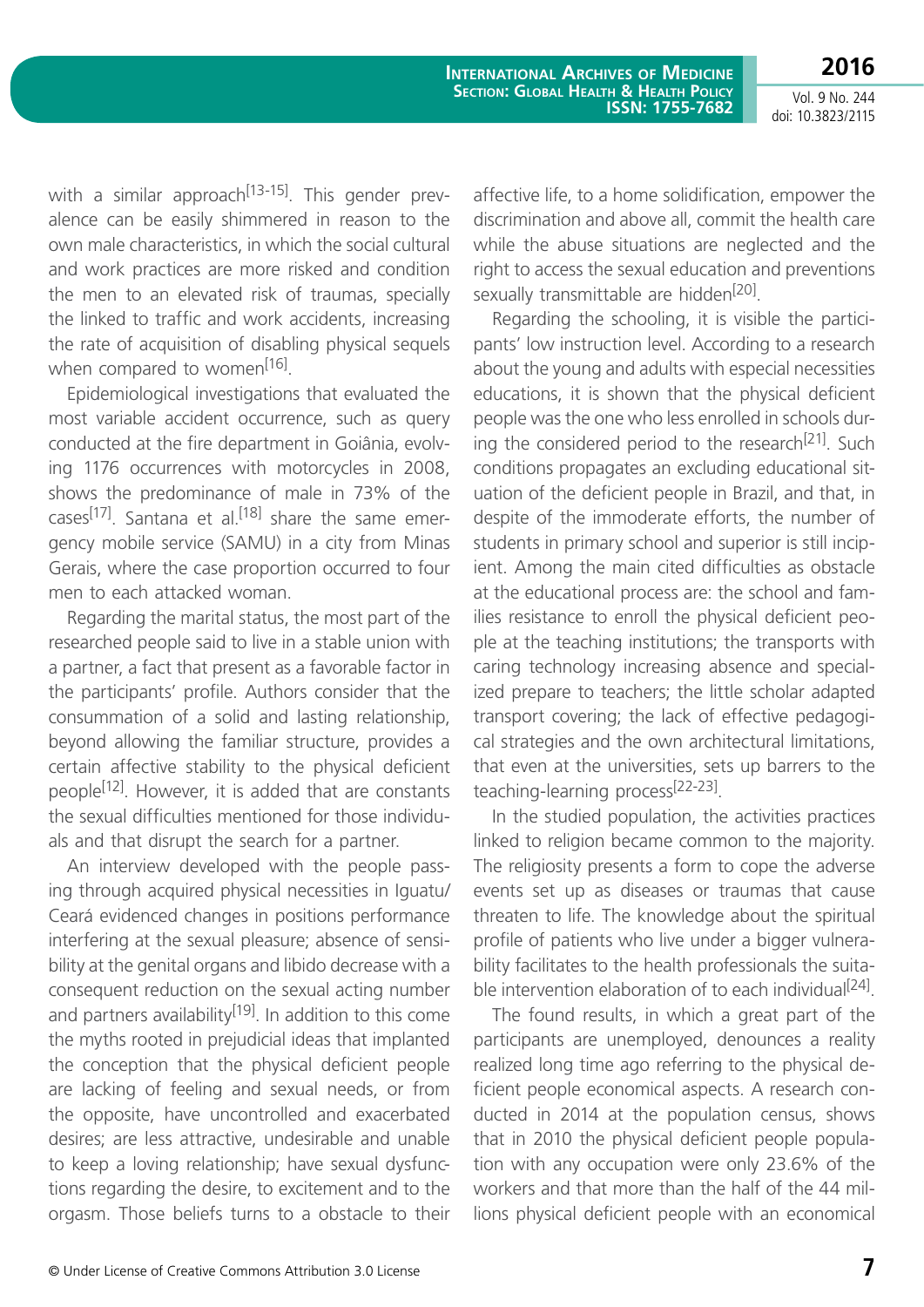with a similar approach[13-15]. This gender prevalence can be easily shimmered in reason to the own male characteristics, in which the social cultural and work practices are more risked and condition the men to an elevated risk of traumas, specially the linked to traffic and work accidents, increasing the rate of acquisition of disabling physical sequels when compared to women[16].

Epidemiological investigations that evaluated the most variable accident occurrence, such as query conducted at the fire department in Goiânia, evolving 1176 occurrences with motorcycles in 2008, shows the predominance of male in 73% of the cases[17]. Santana et al.[18] share the same emergency mobile service (SAMU) in a city from Minas Gerais, where the case proportion occurred to four men to each attacked woman.

Regarding the marital status, the most part of the researched people said to live in a stable union with a partner, a fact that present as a favorable factor in the participants' profile. Authors consider that the consummation of a solid and lasting relationship, beyond allowing the familiar structure, provides a certain affective stability to the physical deficient people[12]. However, it is added that are constants the sexual difficulties mentioned for those individuals and that disrupt the search for a partner.

An interview developed with the people passing through acquired physical necessities in Iguatu/Ceará evidenced changes in positions performance interfering at the sexual pleasure; absence of sensibility at the genital organs and libido decrease with a consequent reduction on the sexual acting number and partners availability[19]. In addition to this come the myths rooted in prejudicial ideas that implanted the conception that the physical deficient people are lacking of feeling and sexual needs, or from the opposite, have uncontrolled and exacerbated desires; are less attractive, undesirable and unable to keep a loving relationship; have sexual dysfunctions regarding the desire, to excitement and to the orgasm. Those beliefs turns to a obstacle to their affective life, to a home solidification, empower the discrimination and above all, commit the health care while the abuse situations are neglected and the right to access the sexual education and preventions sexually transmittable are hidden[20].

Regarding the schooling, it is visible the participants' low instruction level. According to a research about the young and adults with especial necessities educations, it is shown that the physical deficient people was the one who less enrolled in schools during the considered period to the research[21]. Such conditions propagates an excluding educational situation of the deficient people in Brazil, and that, in despite of the immoderate efforts, the number of students in primary school and superior is still incipient. Among the main cited difficulties as obstacle at the educational process are: the school and families resistance to enroll the physical deficient people at the teaching institutions; the transports with caring technology increasing absence and specialized prepare to teachers; the little scholar adapted transport covering; the lack of effective pedagogical strategies and the own architectural limitations, that even at the universities, sets up barrers to the teaching-learning process[22-23].

In the studied population, the activities practices linked to religion became common to the majority. The religiosity presents a form to cope the adverse events set up as diseases or traumas that cause threaten to life. The knowledge about the spiritual profile of patients who live under a bigger vulnerability facilitates to the health professionals the suitable intervention elaboration of to each individual[24].

The found results, in which a great part of the participants are unemployed, denounces a reality realized long time ago referring to the physical deficient people economical aspects. A research conducted in 2014 at the population census, shows that in 2010 the physical deficient people population with any occupation were only 23.6% of the workers and that more than the half of the 44 millions physical deficient people with an economical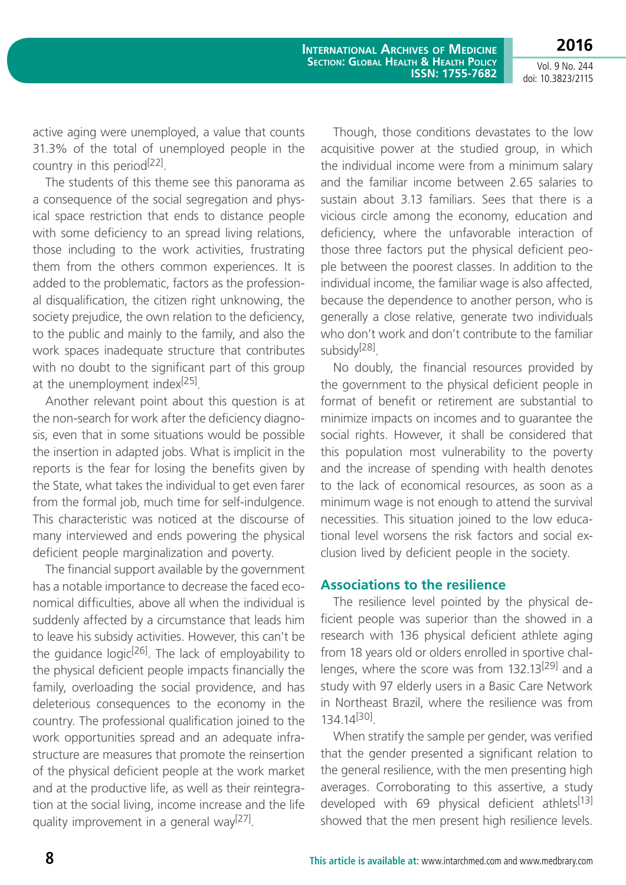active aging were unemployed, a value that counts 31.3% of the total of unemployed people in the country in this period[22].

The students of this theme see this panorama as a consequence of the social segregation and physical space restriction that ends to distance people with some deficiency to an spread living relations, those including to the work activities, frustrating them from the others common experiences. It is added to the problematic, factors as the professional disqualification, the citizen right unknowing, the society prejudice, the own relation to the deficiency, to the public and mainly to the family, and also the work spaces inadequate structure that contributes with no doubt to the significant part of this group at the unemployment index[25].

Another relevant point about this question is at the non-search for work after the deficiency diagnosis, even that in some situations would be possible the insertion in adapted jobs. What is implicit in the reports is the fear for losing the benefits given by the State, what takes the individual to get even farer from the formal job, much time for self-indulgence. This characteristic was noticed at the discourse of many interviewed and ends powering the physical deficient people marginalization and poverty.

The financial support available by the government has a notable importance to decrease the faced economical difficulties, above all when the individual is suddenly affected by a circumstance that leads him to leave his subsidy activities. However, this can't be the guidance logic[26]. The lack of employability to the physical deficient people impacts financially the family, overloading the social providence, and has deleterious consequences to the economy in the country. The professional qualification joined to the work opportunities spread and an adequate infrastructure are measures that promote the reinsertion of the physical deficient people at the work market and at the productive life, as well as their reintegration at the social living, income increase and the life quality improvement in a general way[27].

Though, those conditions devastates to the low acquisitive power at the studied group, in which the individual income were from a minimum salary and the familiar income between 2.65 salaries to sustain about 3.13 familiars. Sees that there is a vicious circle among the economy, education and deficiency, where the unfavorable interaction of those three factors put the physical deficient people between the poorest classes. In addition to the individual income, the familiar wage is also affected, because the dependence to another person, who is generally a close relative, generate two individuals who don't work and don't contribute to the familiar subsidy[28].

No doubly, the financial resources provided by the government to the physical deficient people in format of benefit or retirement are substantial to minimize impacts on incomes and to guarantee the social rights. However, it shall be considered that this population most vulnerability to the poverty and the increase of spending with health denotes to the lack of economical resources, as soon as a minimum wage is not enough to attend the survival necessities. This situation joined to the low educational level worsens the risk factors and social exclusion lived by deficient people in the society.

### Associations to the resilience

The resilience level pointed by the physical deficient people was superior than the showed in a research with 136 physical deficient athlete aging from 18 years old or olders enrolled in sportive challenges, where the score was from 132.13[29] and a study with 97 elderly users in a Basic Care Network in Northeast Brazil, where the resilience was from 134.14[30].

When stratify the sample per gender, was verified that the gender presented a significant relation to the general resilience, with the men presenting high averages. Corroborating to this assertive, a study developed with 69 physical deficient athletes[13] showed that the men present high resilience levels.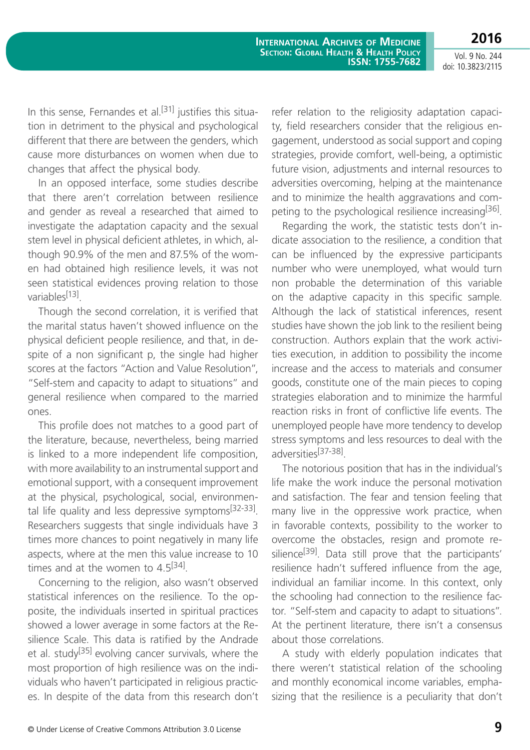In this sense, Fernandes et al.[31] justifies this situation in detriment to the physical and psychological different that there are between the genders, which cause more disturbances on women when due to changes that affect the physical body.

In an opposed interface, some studies describe that there aren't correlation between resilience and gender as reveal a researched that aimed to investigate the adaptation capacity and the sexual stem level in physical deficient athletes, in which, although 90.9% of the men and 87.5% of the women had obtained high resilience levels, it was not seen statistical evidences proving relation to those variables[13].

Though the second correlation, it is verified that the marital status haven't showed influence on the physical deficient people resilience, and that, in despite of a non significant p, the single had higher scores at the factors "Action and Value Resolution", "Self-stem and capacity to adapt to situations" and general resilience when compared to the married ones.

This profile does not matches to a good part of the literature, because, nevertheless, being married is linked to a more independent life composition, with more availability to an instrumental support and emotional support, with a consequent improvement at the physical, psychological, social, environmental life quality and less depressive symptoms[32-33]. Researchers suggests that single individuals have 3 times more chances to point negatively in many life aspects, where at the men this value increase to 10 times and at the women to 4.5[34].

Concerning to the religion, also wasn't observed statistical inferences on the resilience. To the opposite, the individuals inserted in spiritual practices showed a lower average in some factors at the Resilience Scale. This data is ratified by the Andrade et al. study[35] evolving cancer survivals, where the most proportion of high resilience was on the individuals who haven't participated in religious practices. In despite of the data from this research don't refer relation to the religiosity adaptation capacity, field researchers consider that the religious engagement, understood as social support and coping strategies, provide comfort, well-being, a optimistic future vision, adjustments and internal resources to adversities overcoming, helping at the maintenance and to minimize the health aggravations and competing to the psychological resilience increasing[36].

Regarding the work, the statistic tests don't indicate association to the resilience, a condition that can be influenced by the expressive participants number who were unemployed, what would turn non probable the determination of this variable on the adaptive capacity in this specific sample. Although the lack of statistical inferences, resent studies have shown the job link to the resilient being construction. Authors explain that the work activities execution, in addition to possibility the income increase and the access to materials and consumer goods, constitute one of the main pieces to coping strategies elaboration and to minimize the harmful reaction risks in front of conflictive life events. The unemployed people have more tendency to develop stress symptoms and less resources to deal with the adversities[37-38].

The notorious position that has in the individual's life make the work induce the personal motivation and satisfaction. The fear and tension feeling that many live in the oppressive work practice, when in favorable contexts, possibility to the worker to overcome the obstacles, resign and promote resilience[39]. Data still prove that the participants' resilience hadn't suffered influence from the age, individual an familiar income. In this context, only the schooling had connection to the resilience factor. "Self-stem and capacity to adapt to situations". At the pertinent literature, there isn't a consensus about those correlations.

A study with elderly population indicates that there weren't statistical relation of the schooling and monthly economical income variables, emphasizing that the resilience is a peculiarity that don't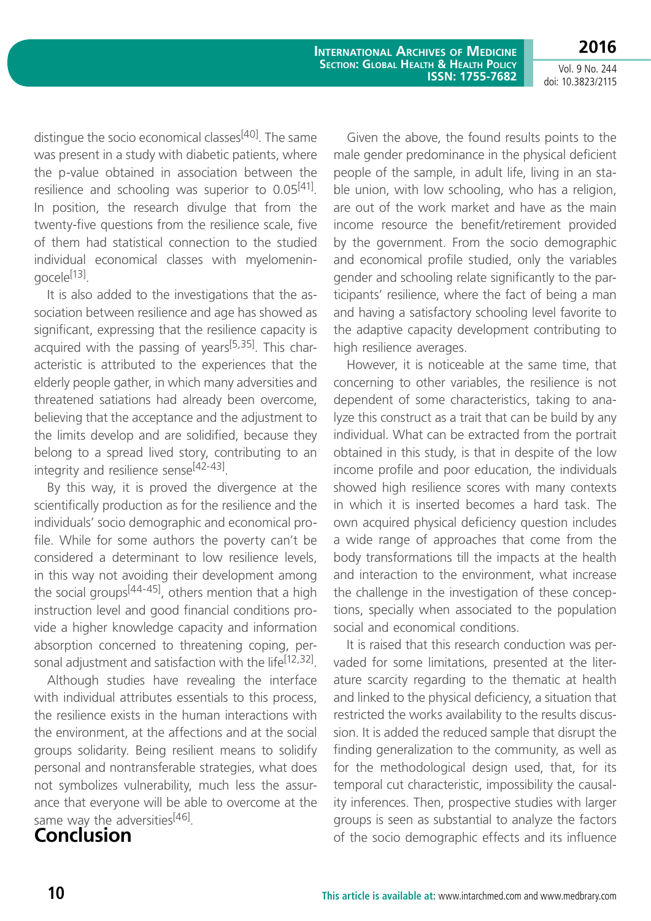distingue the socio economical classes[40]. The same was present in a study with diabetic patients, where the p-value obtained in association between the resilience and schooling was superior to 0.05[41]. In position, the research divulge that from the twenty-five questions from the resilience scale, five of them had statistical connection to the studied individual economical classes with myelomeningocele[13].

It is also added to the investigations that the association between resilience and age has showed as significant, expressing that the resilience capacity is acquired with the passing of years[5,35]. This characteristic is attributed to the experiences that the elderly people gather, in which many adversities and threatened satiations had already been overcome, believing that the acceptance and the adjustment to the limits develop and are solidified, because they belong to a spread lived story, contributing to an integrity and resilience sense[42-43].

By this way, it is proved the divergence at the scientifically production as for the resilience and the individuals' socio demographic and economical profile. While for some authors the poverty can't be considered a determinant to low resilience levels, in this way not avoiding their development among the social groups[44-45], others mention that a high instruction level and good financial conditions provide a higher knowledge capacity and information absorption concerned to threatening coping, personal adjustment and satisfaction with the life[12,32].

Although studies have revealing the interface with individual attributes essentials to this process, the resilience exists in the human interactions with the environment, at the affections and at the social groups solidarity. Being resilient means to solidify personal and nontransferable strategies, what does not symbolizes vulnerability, much less the assurance that everyone will be able to overcome at the same way the adversities[46].

## Conclusion

Given the above, the found results points to the male gender predominance in the physical deficient people of the sample, in adult life, living in an stable union, with low schooling, who has a religion, are out of the work market and have as the main income resource the benefit/retirement provided by the government. From the socio demographic and economical profile studied, only the variables gender and schooling relate significantly to the participants' resilience, where the fact of being a man and having a satisfactory schooling level favorite to the adaptive capacity development contributing to high resilience averages.

However, it is noticeable at the same time, that concerning to other variables, the resilience is not dependent of some characteristics, taking to analyze this construct as a trait that can be build by any individual. What can be extracted from the portrait obtained in this study, is that in despite of the low income profile and poor education, the individuals showed high resilience scores with many contexts in which it is inserted becomes a hard task. The own acquired physical deficiency question includes a wide range of approaches that come from the body transformations till the impacts at the health and interaction to the environment, what increase the challenge in the investigation of these conceptions, specially when associated to the population social and economical conditions.

It is raised that this research conduction was pervaded for some limitations, presented at the literature scarcity regarding to the thematic at health and linked to the physical deficiency, a situation that restricted the works availability to the results discussion. It is added the reduced sample that disrupt the finding generalization to the community, as well as for the methodological design used, that, for its temporal cut characteristic, impossibility the causality inferences. Then, prospective studies with larger groups is seen as substantial to analyze the factors of the socio demographic effects and its influence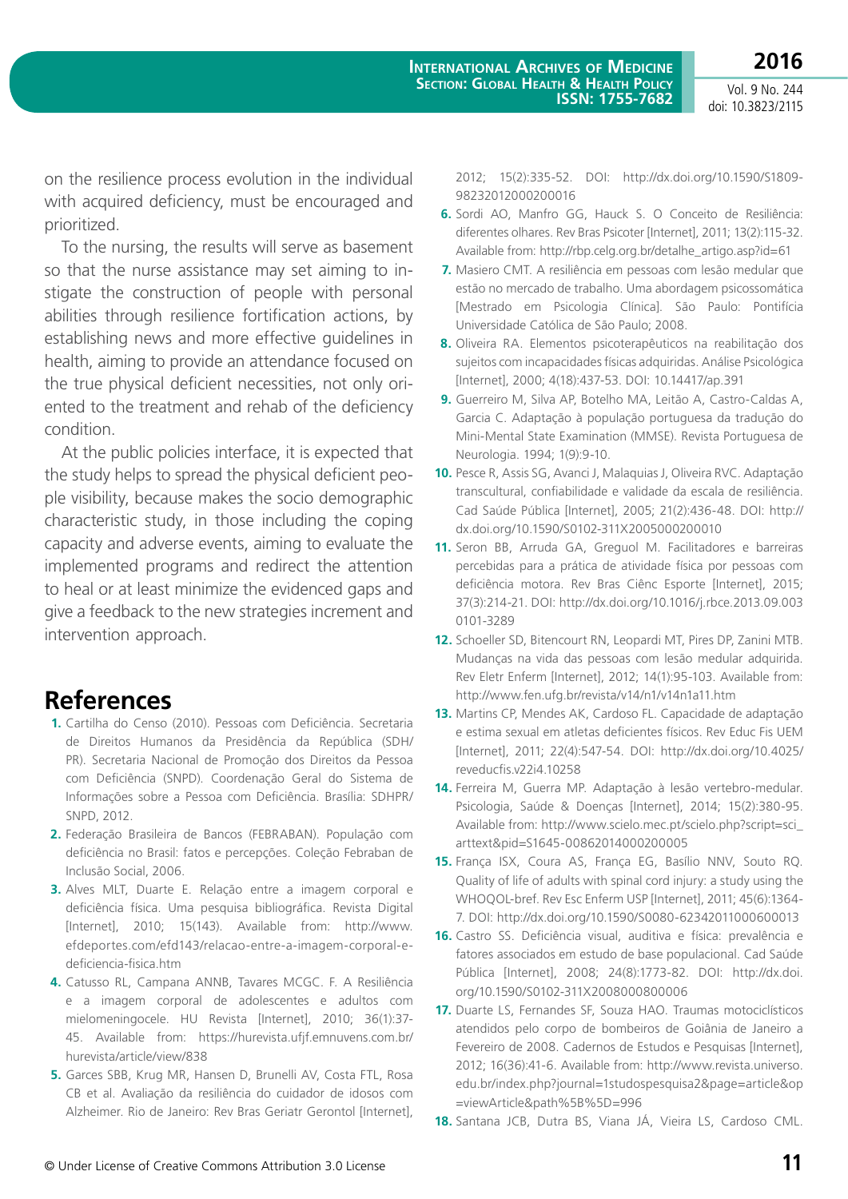on the resilience process evolution in the individual with acquired deficiency, must be encouraged and prioritized.

To the nursing, the results will serve as basement so that the nurse assistance may set aiming to instigate the construction of people with personal abilities through resilience fortification actions, by establishing news and more effective guidelines in health, aiming to provide an attendance focused on the true physical deficient necessities, not only oriented to the treatment and rehab of the deficiency condition.

At the public policies interface, it is expected that the study helps to spread the physical deficient people visibility, because makes the socio demographic characteristic study, in those including the coping capacity and adverse events, aiming to evaluate the implemented programs and redirect the attention to heal or at least minimize the evidenced gaps and give a feedback to the new strategies increment and intervention approach.

## References

1. Cartilha do Censo (2010). Pessoas com Deficiência. Secretaria de Direitos Humanos da Presidência da República (SDH/PR). Secretaria Nacional de Promoção dos Direitos da Pessoa com Deficiência (SNPD). Coordenação Geral do Sistema de Informações sobre a Pessoa com Deficiência. Brasília: SDHPR/SNPD, 2012.
2. Federação Brasileira de Bancos (FEBRABAN). População com deficiência no Brasil: fatos e percepções. Coleção Febraban de Inclusão Social, 2006.
3. Alves MLT, Duarte E. Relação entre a imagem corporal e deficiência física. Uma pesquisa bibliográfica. Revista Digital [Internet], 2010; 15(143). Available from: http://www.efdeportes.com/efd143/relacao-entre-a-imagem-corporal-e-deficiencia-fisica.htm
4. Catusso RL, Campana ANNB, Tavares MCGC. F. A Resiliência e a imagem corporal de adolescentes e adultos com mielomeningocele. HU Revista [Internet], 2010; 36(1):37-45. Available from: https://hurevista.ufjf.emnuvens.com.br/hurevista/article/view/838
5. Garces SBB, Krug MR, Hansen D, Brunelli AV, Costa FTL, Rosa CB et al. Avaliação da resiliência do cuidador de idosos com Alzheimer. Rio de Janeiro: Rev Bras Geriatr Gerontol [Internet], 2012; 15(2):335-52. DOI: http://dx.doi.org/10.1590/S1809-98232012000200016
6. Sordi AO, Manfro GG, Hauck S. O Conceito de Resiliência: diferentes olhares. Rev Bras Psicoter [Internet], 2011; 13(2):115-32. Available from: http://rbp.celg.org.br/detalhe_artigo.asp?id=61
7. Masiero CMT. A resiliência em pessoas com lesão medular que estão no mercado de trabalho. Uma abordagem psicossomática [Mestrado em Psicologia Clínica]. São Paulo: Pontifícia Universidade Católica de São Paulo; 2008.
8. Oliveira RA. Elementos psicoterapêuticos na reabilitação dos sujeitos com incapacidades físicas adquiridas. Análise Psicológica [Internet], 2000; 4(18):437-53. DOI: 10.14417/ap.391
9. Guerreiro M, Silva AP, Botelho MA, Leitão A, Castro-Caldas A, Garcia C. Adaptação à população portuguesa da tradução do Mini-Mental State Examination (MMSE). Revista Portuguesa de Neurologia. 1994; 1(9):9-10.
10. Pesce R, Assis SG, Avanci J, Malaquias J, Oliveira RVC. Adaptação transcultural, confiabilidade e validade da escala de resiliência. Cad Saúde Pública [Internet], 2005; 21(2):436-48. DOI: http://dx.doi.org/10.1590/S0102-311X2005000200010
11. Seron BB, Arruda GA, Greguol M. Facilitadores e barreiras percebidas para a prática de atividade física por pessoas com deficiência motora. Rev Bras Ciênc Esporte [Internet], 2015; 37(3):214-21. DOI: http://dx.doi.org/10.1016/j.rbce.2013.09.003 0101-3289
12. Schoeller SD, Bitencourt RN, Leopardi MT, Pires DP, Zanini MTB. Mudanças na vida das pessoas com lesão medular adquirida. Rev Eletr Enferm [Internet], 2012; 14(1):95-103. Available from: http://www.fen.ufg.br/revista/v14/n1/v14n1a11.htm
13. Martins CP, Mendes AK, Cardoso FL. Capacidade de adaptação e estima sexual em atletas deficientes físicos. Rev Educ Fis UEM [Internet], 2011; 22(4):547-54. DOI: http://dx.doi.org/10.4025/reveducfis.v22i4.10258
14. Ferreira M, Guerra MP. Adaptação à lesão vertebro-medular. Psicologia, Saúde & Doenças [Internet], 2014; 15(2):380-95. Available from: http://www.scielo.mec.pt/scielo.php?script=sci_arttext&pid=S1645-00862014000200005
15. França ISX, Coura AS, França EG, Basílio NNV, Souto RQ. Quality of life of adults with spinal cord injury: a study using the WHOQOL-bref. Rev Esc Enferm USP [Internet], 2011; 45(6):1364-7. DOI: http://dx.doi.org/10.1590/S0080-62342011000600013
16. Castro SS. Deficiência visual, auditiva e física: prevalência e fatores associados em estudo de base populacional. Cad Saúde Pública [Internet], 2008; 24(8):1773-82. DOI: http://dx.doi.org/10.1590/S0102-311X2008000800006
17. Duarte LS, Fernandes SF, Souza HAO. Traumas motociclísticos atendidos pelo corpo de bombeiros de Goiânia de Janeiro a Fevereiro de 2008. Cadernos de Estudos e Pesquisas [Internet], 2012; 16(36):41-6. Available from: http://www.revista.universo.edu.br/index.php?journal=1studospesquisa2&page=article&op=viewArticle&path%5B%5D=996
18. Santana JCB, Dutra BS, Viana JÁ, Vieira LS, Cardoso CML.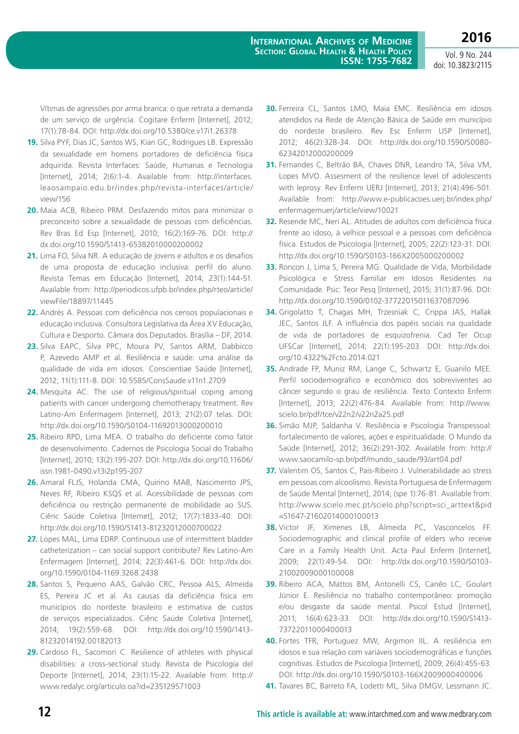Vítimas de agressões por arma branca: o que retrata a demanda de um serviço de urgência. Cogitare Enferm [Internet], 2012; 17(1):78-84. DOI: http://dx.doi.org/10.5380/ce.v17i1.26378

19. Silva PYF, Dias JC, Santos WS, Kian GC, Rodrigues LB. Expressão da sexualidade em homens portadores de deficiência física adquirida. Revista Interfaces: Saúde, Humanas e Tecnologia [Internet], 2014; 2(6):1-4. Available from: http://interfaces.leaosampaio.edu.br/index.php/revista-interfaces/article/view/156

20. Maia ACB, Ribeiro PRM. Desfazendo mitos para minimizar o preconceito sobre a sexualidade de pessoas com deficiências. Rev Bras Ed Esp [Internet], 2010; 16(2):169-76. DOI: http://dx.doi.org/10.1590/S1413-65382010000200002

21. Lima FO, Silva NR. A educação de jovens e adultos e os desafios de uma proposta de educação inclusiva: perfil do aluno. Revista Temas em Educação [Internet], 2014; 23(1):144-51. Available from: http://periodicos.ufpb.br/index.php/rteo/article/viewFile/18897/11445

22. Andrés A. Pessoas com deficiência nos censos populacionais e educação inclusiva. Consultora Legislativa da Área XV Educação, Cultura e Desporto. Câmara dos Deputados. Brasília – DF, 2014.

23. Silva EAPC, Silva PPC, Moura PV, Santos ARM, Dabbicco P, Azevedo AMP et al. Resiliência e saúde: uma análise da qualidade de vida em idosos. Conscientiae Saúde [Internet], 2012; 11(1):111-8. DOI: 10.5585/ConsSaude.v11n1.2709

24. Mesquita AC. The use of religious/spiritual coping among patients with cancer undergoing chemotherapy treatment. Rev Latino-Am Enfermagem [Internet], 2013; 21(2):07 telas. DOI: http://dx.doi.org/10.1590/S0104-11692013000200010

25. Ribeiro RPD, Lima MEA. O trabalho do deficiente como fator de desenvolvimento. Cadernos de Psicologia Social do Trabalho [Internet], 2010; 13(2):195-207. DOI: http://dx.doi.org/10.11606/issn.1981-0490.v13i2p195-207

26. Amaral FLJS, Holanda CMA, Quirino MAB, Nascimento JPS, Neves RF, Ribeiro KSQS et al. Acessibilidade de pessoas com deficiência ou restrição permanente de mobilidade ao SUS. Ciênc Saúde Coletiva [Internet], 2012; 17(7):1833-40. DOI: http://dx.doi.org/10.1590/S1413-81232012000700022

27. Lopes MAL, Lima EDRP. Continuous use of intermittent bladder catheterization – can social support contribute? Rev Latino-Am Enfermagem [Internet], 2014; 22(3):461-6. DOI: http://dx.doi.org/10.1590/0104-1169.3268.2438

28. Santos S, Pequeno AAS, Galvão CRC, Pessoa ALS, Almeida ES, Pereira JC et al. As causas da deficiência física em municípios do nordeste brasileiro e estimativa de custos de serviços especializados. Ciênc Saúde Coletiva [Internet], 2014; 19(2):559-68. DOI: http://dx.doi.org/10.1590/1413-81232014192.00182013

29. Cardoso FL, Sacomori C. Resilience of athletes with physical disabilities: a cross-sectional study. Revista de Psicología del Deporte [Internet], 2014; 23(1):15-22. Available from: http://www.redalyc.org/articulo.oa?id=235129571003

30. Ferreira CL, Santos LMO, Maia EMC. Resiliência em idosos atendidos na Rede de Atenção Básica de Saúde em município do nordeste brasileiro. Rev Esc Enferm USP [Internet], 2012; 46(2):328-34. DOI: http://dx.doi.org/10.1590/S0080-62342012000200009

31. Fernandes C, Beltrão BA, Chaves DNR, Leandro TA, Silva VM, Lopes MVO. Assesment of the resilience level of adolescents with leprosy. Rev Enferm UERJ [Internet], 2013; 21(4):496-501. Available from: http://www.e-publicacoes.uerj.br/index.php/enfermagemuerj/article/view/10021

32. Resende MC, Neri AL. Atitudes de adultos com deficiência física frente ao idoso, à velhice pessoal e a pessoas com deficiência física. Estudos de Psicologia [Internet], 2005; 22(2):123-31. DOI: http://dx.doi.org/10.1590/S0103-166X2005000200002

33. Roncon J, Lima S, Pereira MG. Qualidade de Vida, Morbilidade Psicológica e Stress Familiar em Idosos Residentes na Comunidade. Psic: Teor Pesq [Internet], 2015; 31(1):87-96. DOI: http://dx.doi.org/10.1590/0102-37722015011637087096

34. Grigolatto T, Chagas MH, Trzesniak C, Crippa JAS, Hallak JEC, Santos JLF. A influência dos papéis sociais na qualidade de vida de portadores de esquizofrenia. Cad Ter Ocup UFSCar [Internet], 2014; 22(1):195-203. DOI: http://dx.doi.org/10.4322%2Fcto.2014.021

35. Andrade FP, Muniz RM, Lange C, Schwartz E, Guanilo MEE. Perfil sociodemográfico e econômico dos sobreviventes ao câncer segundo o grau de resiliência. Texto Contexto Enferm [Internet], 2013; 22(2):476-84. Available from: http://www.scielo.br/pdf/tce/v22n2/v22n2a25.pdf

36. Simão MJP, Saldanha V. Resiliência e Psicologia Transpessoal: fortalecimento de valores, ações e espiritualidade. O Mundo da Saúde [Internet], 2012; 36(2):291-302. Available from: http://www.saocamilo-sp.br/pdf/mundo_saude/93/art04.pdf

37. Valentim OS, Santos C, Pais-Ribeiro J. Vulnerabilidade ao stress em pessoas com alcoolismo. Revista Portuguesa de Enfermagem de Saúde Mental [Internet], 2014; (spe 1):76-81. Available from: http://www.scielo.mec.pt/scielo.php?script=sci_arttext&pid=S1647-21602014000100013

38. Victor JF, Ximenes LB, Almeida PC, Vasconcelos FF. Sociodemographic and clinical profile of elders who receive Care in a Family Health Unit. Acta Paul Enferm [Internet], 2009; 22(1):49-54. DOI: http://dx.doi.org/10.1590/S0103-21002009000100008

39. Ribeiro ACA, Mattos BM, Antonelli CS, Canêo LC, Goulart Júnior E. Resiliência no trabalho contemporâneo: promoção e/ou desgaste da saúde mental. Psicol Estud [Internet], 2011; 16(4):623-33. DOI: http://dx.doi.org/10.1590/S1413-73722011000400013

40. Fortes TFR, Portuguez MW, Argimon IIL. A resiliência em idosos e sua relação com variáveis sociodemográficas e funções cognitivas. Estudos de Psicologia [Internet], 2009; 26(4):455-63. DOI: http://dx.doi.org/10.1590/S0103-166X2009000400006

41. Tavares BC, Barreto FA, Lodetti ML, Silva DMGV, Lessmann JC.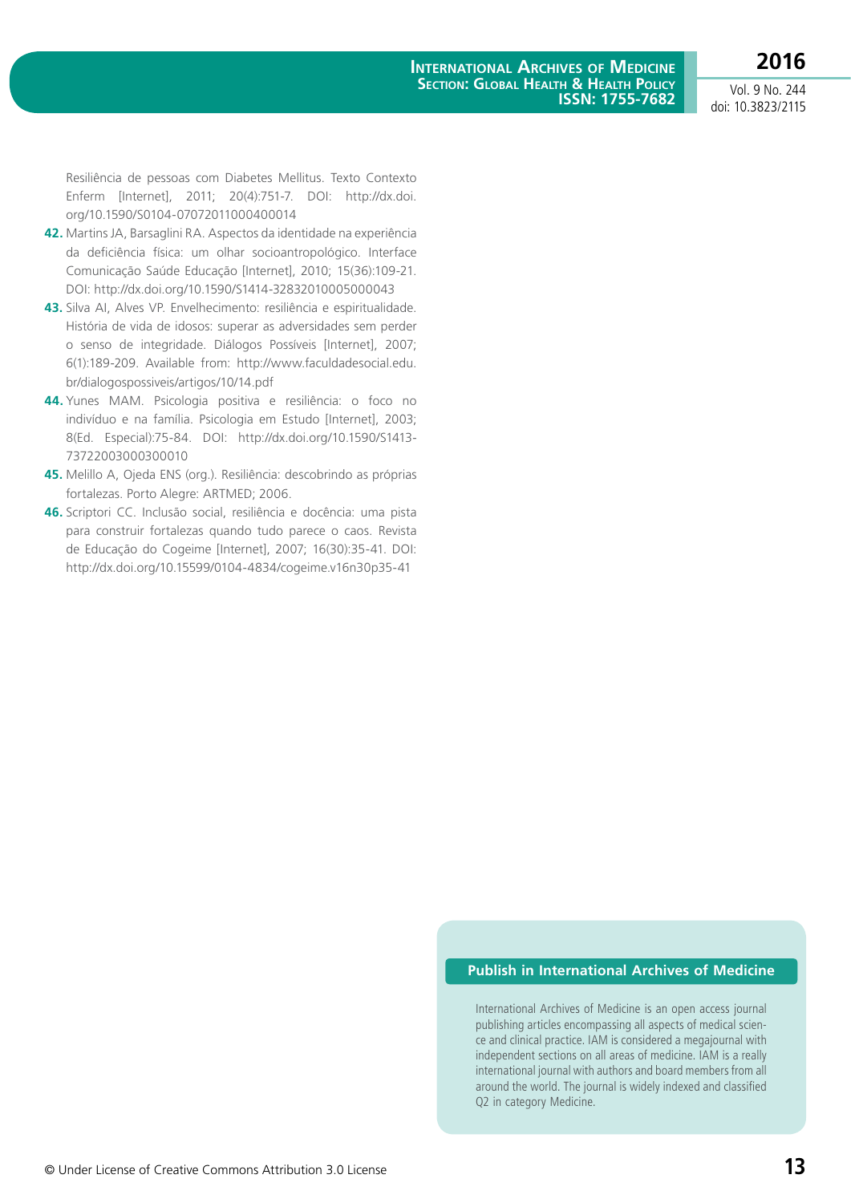Resiliência de pessoas com Diabetes Mellitus. Texto Contexto Enferm [Internet], 2011; 20(4):751-7. DOI: http://dx.doi.org/10.1590/S0104-07072011000400014

42. Martins JA, Barsaglini RA. Aspectos da identidade na experiência da deficiência física: um olhar socioantropológico. Interface Comunicação Saúde Educação [Internet], 2010; 15(36):109-21. DOI: http://dx.doi.org/10.1590/S1414-32832010005000043

43. Silva AI, Alves VP. Envelhecimento: resiliência e espiritualidade. História de vida de idosos: superar as adversidades sem perder o senso de integridade. Diálogos Possíveis [Internet], 2007; 6(1):189-209. Available from: http://www.faculdadesocial.edu.br/dialogospossiveis/artigos/10/14.pdf

44. Yunes MAM. Psicologia positiva e resiliência: o foco no indivíduo e na família. Psicologia em Estudo [Internet], 2003; 8(Ed. Especial):75-84. DOI: http://dx.doi.org/10.1590/S1413-73722003000300010

45. Melillo A, Ojeda ENS (org.). Resiliência: descobrindo as próprias fortalezas. Porto Alegre: ARTMED; 2006.

46. Scriptori CC. Inclusão social, resiliência e docência: uma pista para construir fortalezas quando tudo parece o caos. Revista de Educação do Cogeime [Internet], 2007; 16(30):35-41. DOI: http://dx.doi.org/10.15599/0104-4834/cogeime.v16n30p35-41

**Publish in International Archives of Medicine**

International Archives of Medicine is an open access journal publishing articles encompassing all aspects of medical science and clinical practice. IAM is considered a megajournal with independent sections on all areas of medicine. IAM is a really international journal with authors and board members from all around the world. The journal is widely indexed and classified Q2 in category Medicine.

© Under License of Creative Commons Attribution 3.0 License